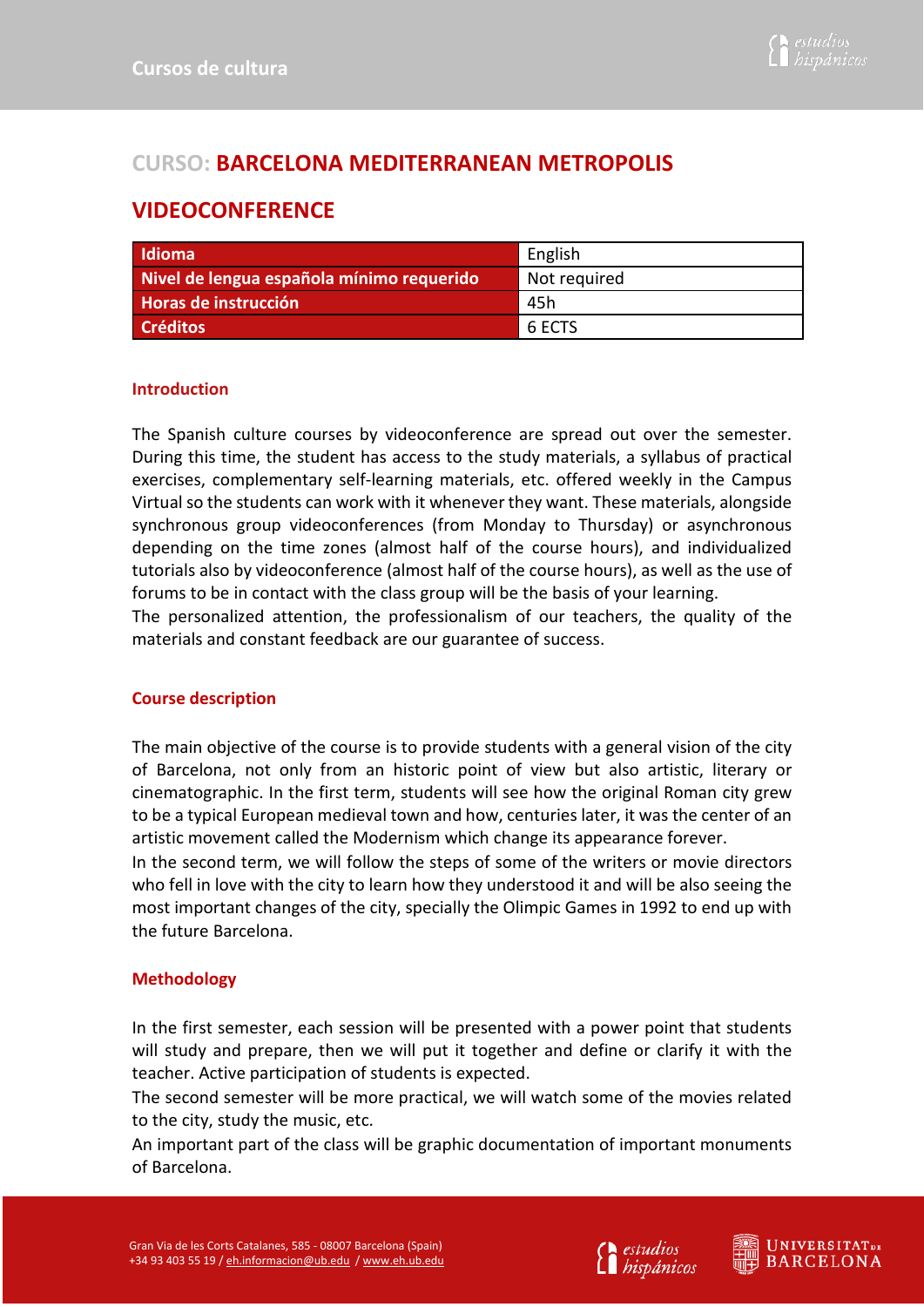# CURSO: BARCELONA MEDITERRANEAN METROPOLIS

## VIDEOCONFERENCE

| Idioma | English |
|---|---|
| Nivel de lengua española mínimo requerido | Not required |
| Horas de instrucción | 45h |
| Créditos | 6 ECTS |

### Introduction

The Spanish culture courses by videoconference are spread out over the semester. During this time, the student has access to the study materials, a syllabus of practical exercises, complementary self-learning materials, etc. offered weekly in the Campus Virtual so the students can work with it whenever they want. These materials, alongside synchronous group videoconferences (from Monday to Thursday) or asynchronous depending on the time zones (almost half of the course hours), and individualized tutorials also by videoconference (almost half of the course hours), as well as the use of forums to be in contact with the class group will be the basis of your learning.

The personalized attention, the professionalism of our teachers, the quality of the materials and constant feedback are our guarantee of success.

### Course description

The main objective of the course is to provide students with a general vision of the city of Barcelona, not only from an historic point of view but also artistic, literary or cinematographic. In the first term, students will see how the original Roman city grew to be a typical European medieval town and how, centuries later, it was the center of an artistic movement called the Modernism which change its appearance forever.

In the second term, we will follow the steps of some of the writers or movie directors who fell in love with the city to learn how they understood it and will be also seeing the most important changes of the city, specially the Olimpic Games in 1992 to end up with the future Barcelona.

### Methodology

In the first semester, each session will be presented with a power point that students will study and prepare, then we will put it together and define or clarify it with the teacher. Active participation of students is expected.

The second semester will be more practical, we will watch some of the movies related to the city, study the music, etc.

An important part of the class will be graphic documentation of important monuments of Barcelona.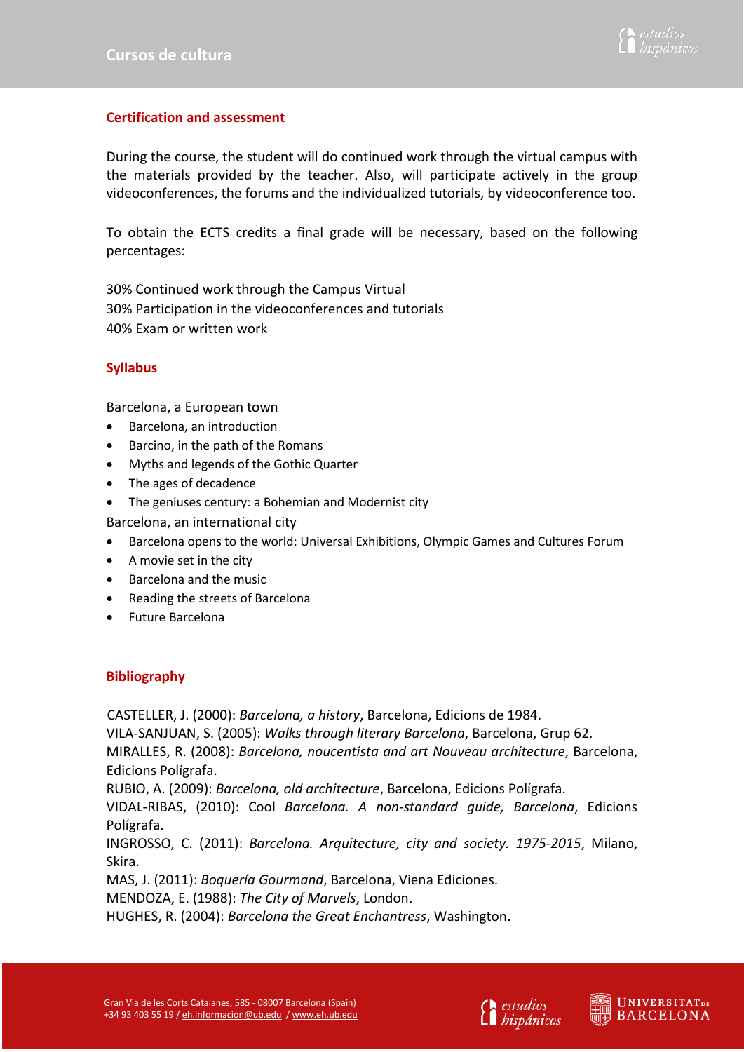## Certification and assessment

During the course, the student will do continued work through the virtual campus with the materials provided by the teacher. Also, will participate actively in the group videoconferences, the forums and the individualized tutorials, by videoconference too.

To obtain the ECTS credits a final grade will be necessary, based on the following percentages:

30% Continued work through the Campus Virtual
30% Participation in the videoconferences and tutorials
40% Exam or written work

## Syllabus

Barcelona, a European town

- Barcelona, an introduction
- Barcino, in the path of the Romans
- Myths and legends of the Gothic Quarter
- The ages of decadence
- The geniuses century: a Bohemian and Modernist city

Barcelona, an international city

- Barcelona opens to the world: Universal Exhibitions, Olympic Games and Cultures Forum
- A movie set in the city
- Barcelona and the music
- Reading the streets of Barcelona
- Future Barcelona

## Bibliography

CASTELLER, J. (2000): *Barcelona, a history*, Barcelona, Edicions de 1984.
VILA-SANJUAN, S. (2005): *Walks through literary Barcelona*, Barcelona, Grup 62.
MIRALLES, R. (2008): *Barcelona, noucentista and art Nouveau architecture*, Barcelona, Edicions Polígrafa.
RUBIO, A. (2009): *Barcelona, old architecture*, Barcelona, Edicions Polígrafa.
VIDAL-RIBAS, (2010): Cool *Barcelona. A non-standard guide, Barcelona*, Edicions Polígrafa.
INGROSSO, C. (2011): *Barcelona. Arquitecture, city and society. 1975-2015*, Milano, Skira.
MAS, J. (2011): *Boquería Gourmand*, Barcelona, Viena Ediciones.
MENDOZA, E. (1988): *The City of Marvels*, London.
HUGHES, R. (2004): *Barcelona the Great Enchantress*, Washington.